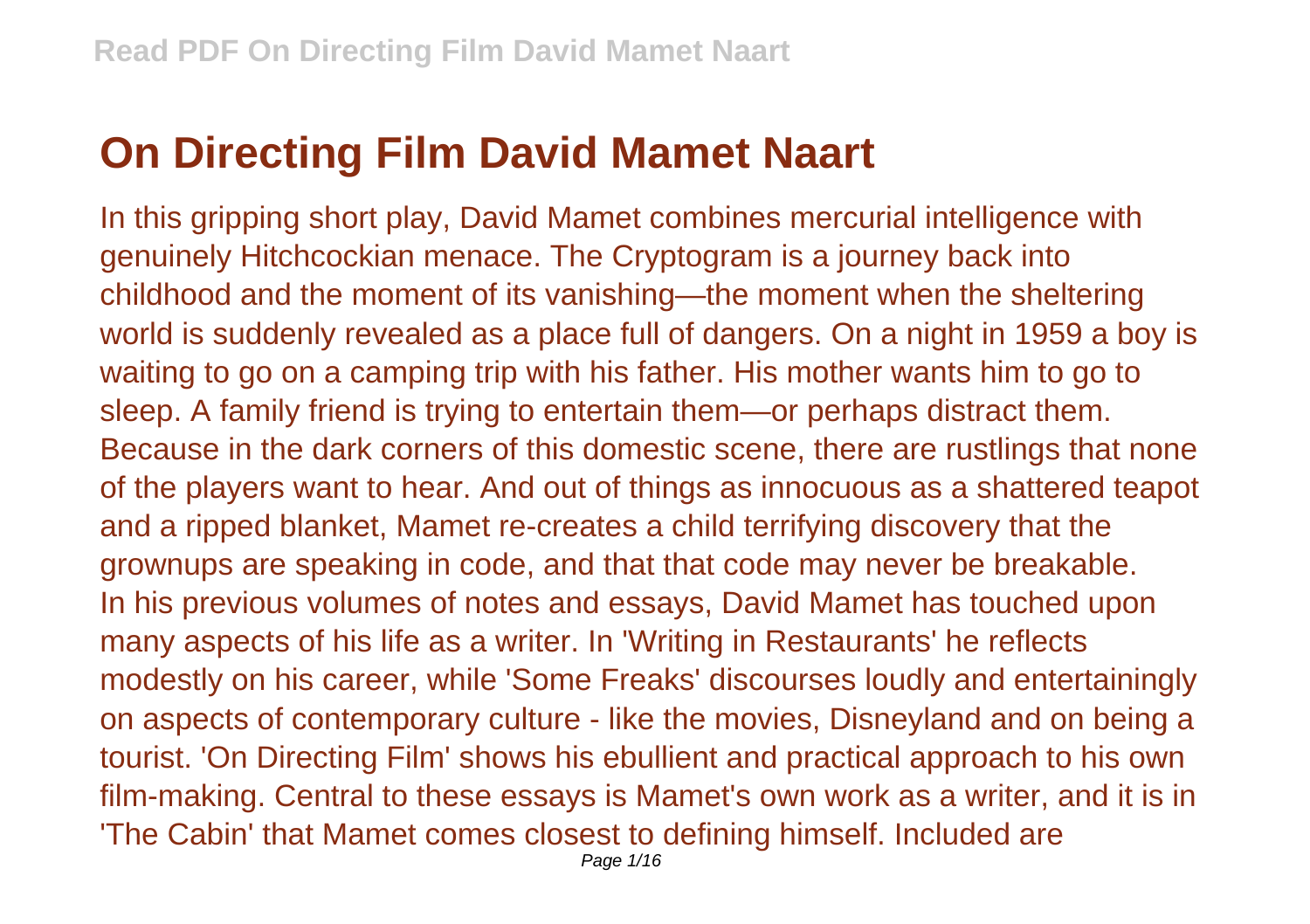# On Directing Film David Mamet Naart

In this gripping short play, David Mamet combines mercurial intelligence with genuinely Hitchcockian menace. The Cryptogram is a journey back into childhood and the moment of its vanishing—the moment when the sheltering world is suddenly revealed as a place full of dangers. On a night in 1959 a boy is waiting to go on a camping trip with his father. His mother wants him to go to sleep. A family friend is trying to entertain them—or perhaps distract them. Because in the dark corners of this domestic scene, there are rustlings that none of the players want to hear. And out of things as innocuous as a shattered teapot and a ripped blanket, Mamet re-creates a child terrifying discovery that the grownups are speaking in code, and that that code may never be breakable.

In his previous volumes of notes and essays, David Mamet has touched upon many aspects of his life as a writer. In 'Writing in Restaurants' he reflects modestly on his career, while 'Some Freaks' discourses loudly and entertainingly on aspects of contemporary culture - like the movies, Disneyland and on being a tourist. 'On Directing Film' shows his ebullient and practical approach to his own film-making. Central to these essays is Mamet's own work as a writer, and it is in 'The Cabin' that Mamet comes closest to defining himself. Included are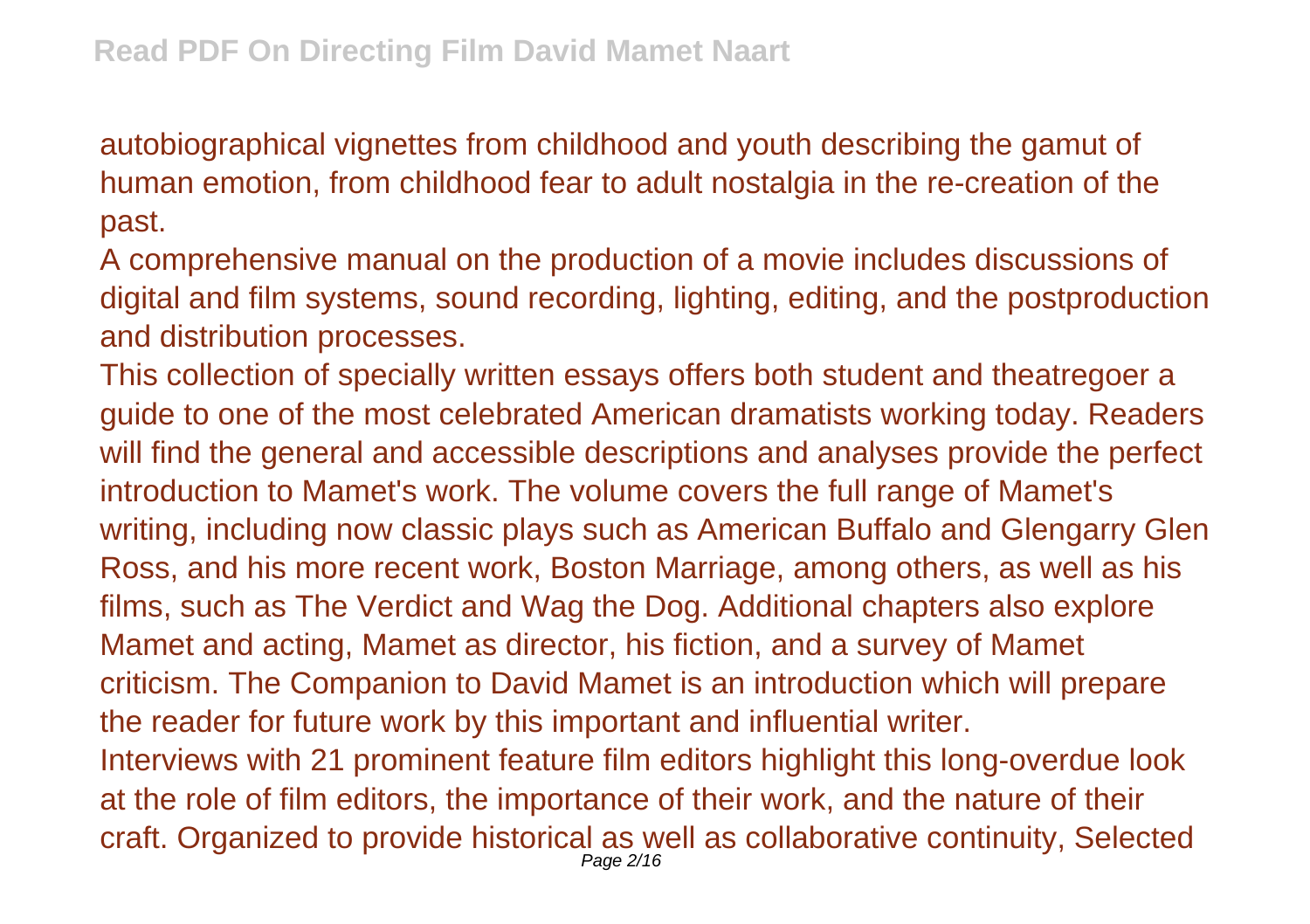autobiographical vignettes from childhood and youth describing the gamut of human emotion, from childhood fear to adult nostalgia in the re-creation of the past.

A comprehensive manual on the production of a movie includes discussions of digital and film systems, sound recording, lighting, editing, and the postproduction and distribution processes.

This collection of specially written essays offers both student and theatregoer a guide to one of the most celebrated American dramatists working today. Readers will find the general and accessible descriptions and analyses provide the perfect introduction to Mamet's work. The volume covers the full range of Mamet's writing, including now classic plays such as American Buffalo and Glengarry Glen Ross, and his more recent work, Boston Marriage, among others, as well as his films, such as The Verdict and Wag the Dog. Additional chapters also explore Mamet and acting, Mamet as director, his fiction, and a survey of Mamet criticism. The Companion to David Mamet is an introduction which will prepare the reader for future work by this important and influential writer.

Interviews with 21 prominent feature film editors highlight this long-overdue look at the role of film editors, the importance of their work, and the nature of their craft. Organized to provide historical as well as collaborative continuity, Selected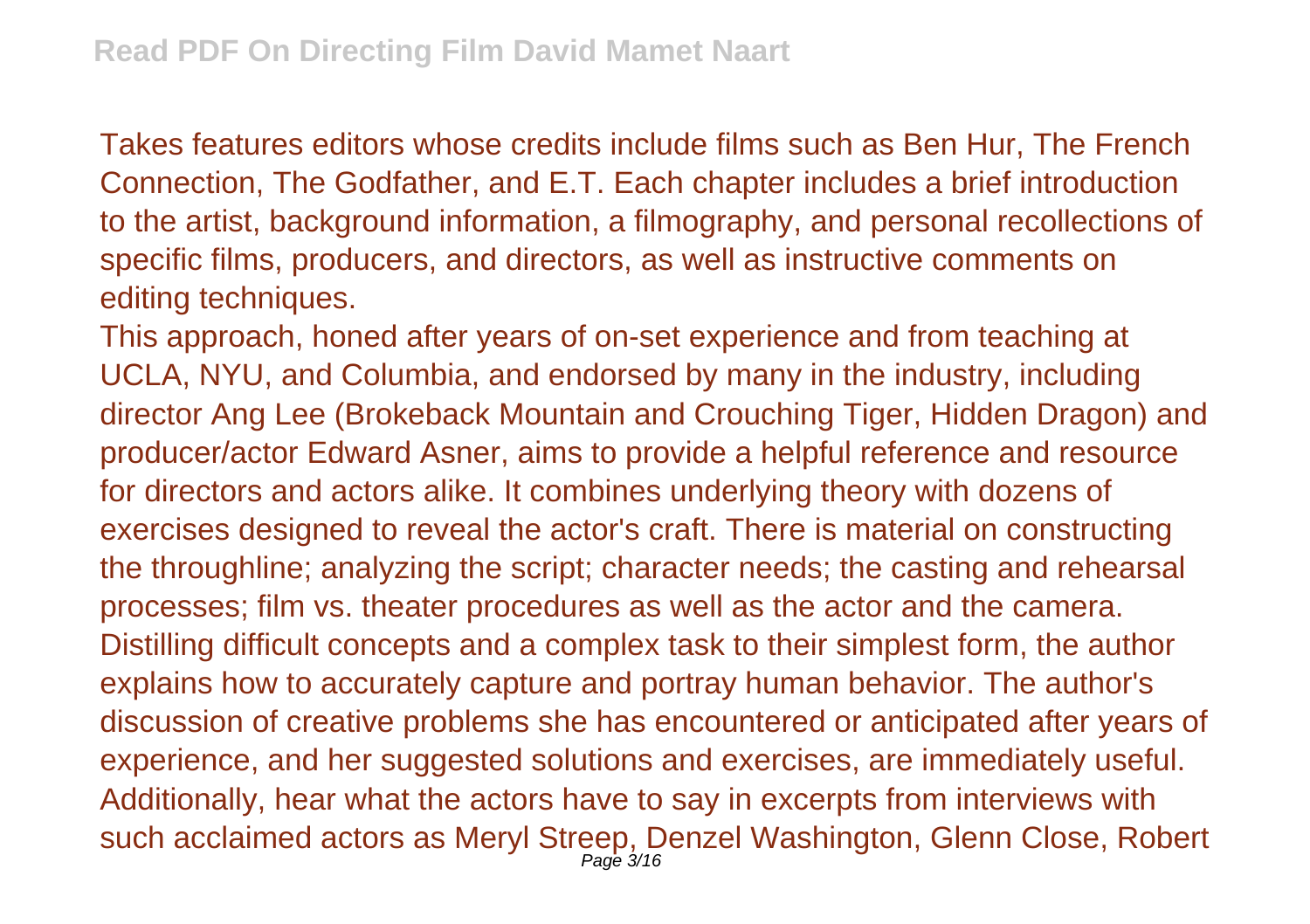Takes features editors whose credits include films such as Ben Hur, The French Connection, The Godfather, and E.T. Each chapter includes a brief introduction to the artist, background information, a filmography, and personal recollections of specific films, producers, and directors, as well as instructive comments on editing techniques.

This approach, honed after years of on-set experience and from teaching at UCLA, NYU, and Columbia, and endorsed by many in the industry, including director Ang Lee (Brokeback Mountain and Crouching Tiger, Hidden Dragon) and producer/actor Edward Asner, aims to provide a helpful reference and resource for directors and actors alike. It combines underlying theory with dozens of exercises designed to reveal the actor's craft. There is material on constructing the throughline; analyzing the script; character needs; the casting and rehearsal processes; film vs. theater procedures as well as the actor and the camera. Distilling difficult concepts and a complex task to their simplest form, the author explains how to accurately capture and portray human behavior. The author's discussion of creative problems she has encountered or anticipated after years of experience, and her suggested solutions and exercises, are immediately useful. Additionally, hear what the actors have to say in excerpts from interviews with such acclaimed actors as Meryl Streep, Denzel Washington, Glenn Close, Robert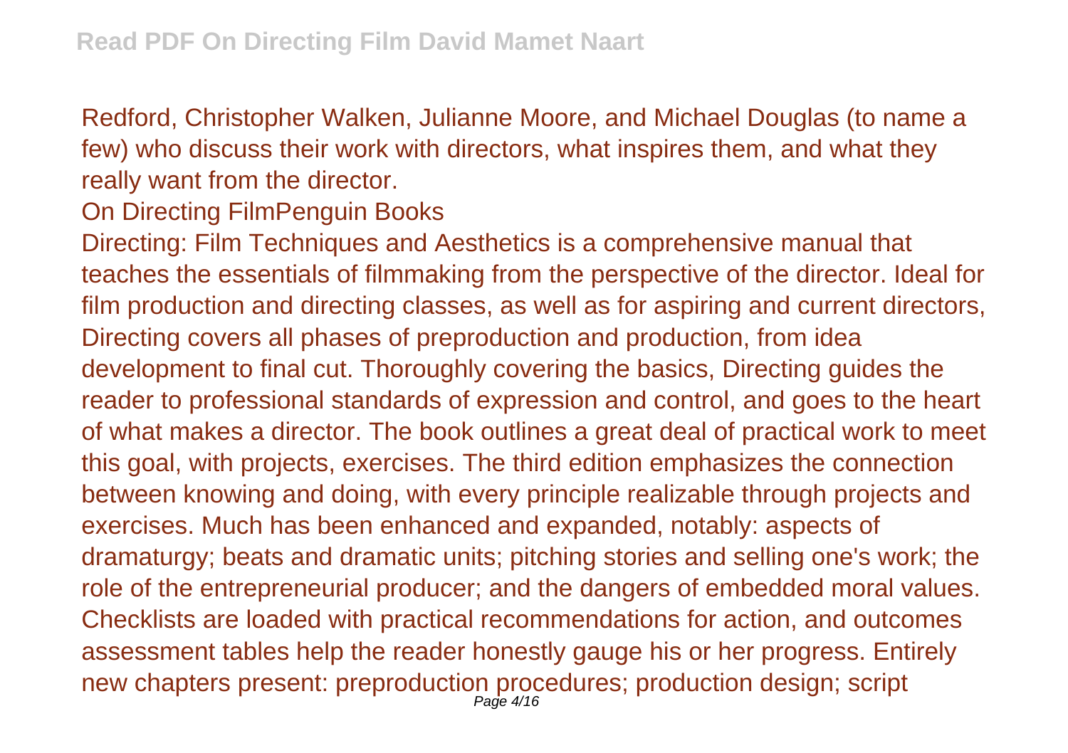Redford, Christopher Walken, Julianne Moore, and Michael Douglas (to name a few) who discuss their work with directors, what inspires them, and what they really want from the director.

On Directing FilmPenguin Books

Directing: Film Techniques and Aesthetics is a comprehensive manual that teaches the essentials of filmmaking from the perspective of the director. Ideal for film production and directing classes, as well as for aspiring and current directors, Directing covers all phases of preproduction and production, from idea development to final cut. Thoroughly covering the basics, Directing guides the reader to professional standards of expression and control, and goes to the heart of what makes a director. The book outlines a great deal of practical work to meet this goal, with projects, exercises. The third edition emphasizes the connection between knowing and doing, with every principle realizable through projects and exercises. Much has been enhanced and expanded, notably: aspects of dramaturgy; beats and dramatic units; pitching stories and selling one's work; the role of the entrepreneurial producer; and the dangers of embedded moral values. Checklists are loaded with practical recommendations for action, and outcomes assessment tables help the reader honestly gauge his or her progress. Entirely new chapters present: preproduction procedures; production design; script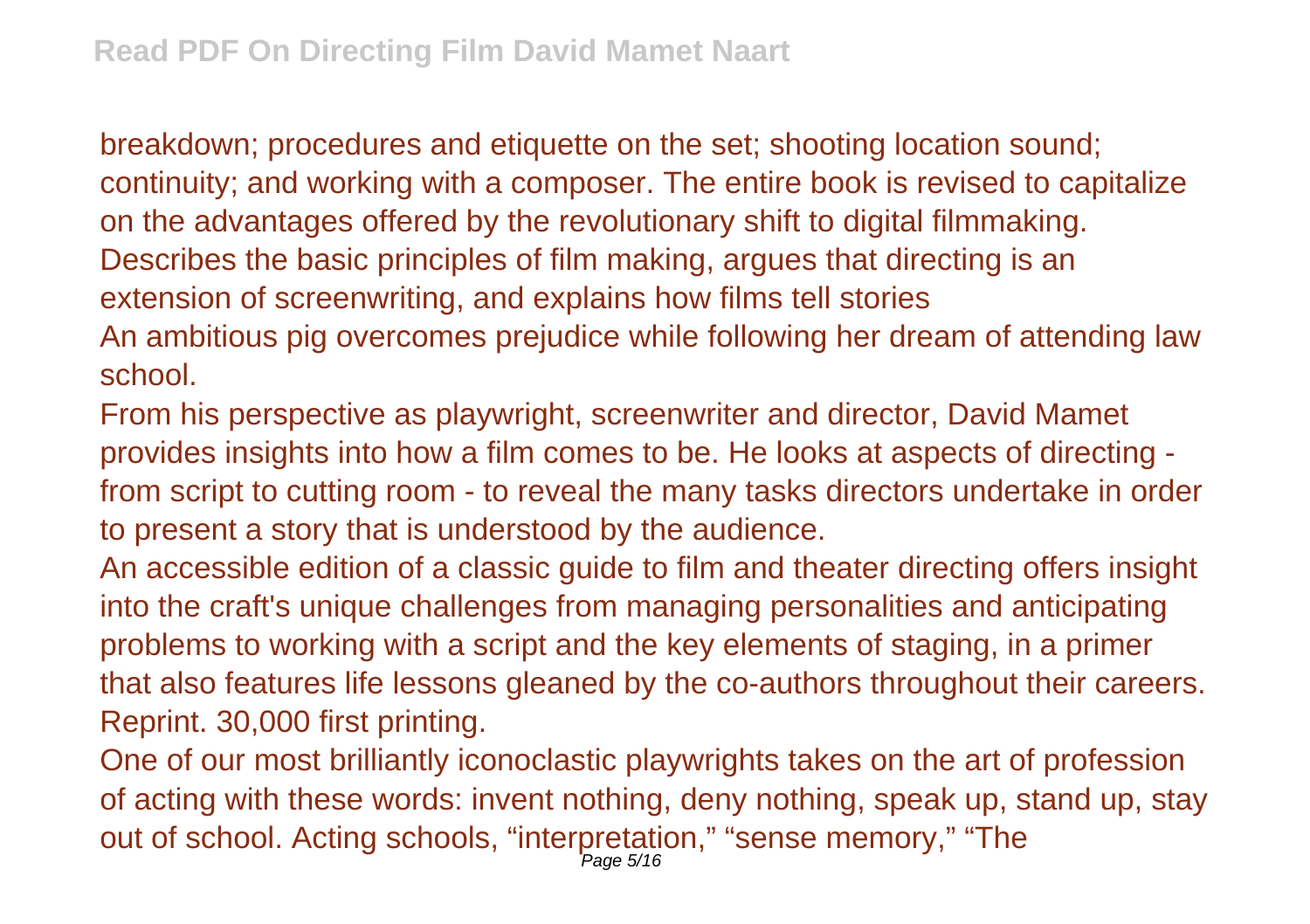breakdown; procedures and etiquette on the set; shooting location sound; continuity; and working with a composer. The entire book is revised to capitalize on the advantages offered by the revolutionary shift to digital filmmaking.

Describes the basic principles of film making, argues that directing is an extension of screenwriting, and explains how films tell stories

An ambitious pig overcomes prejudice while following her dream of attending law school.

From his perspective as playwright, screenwriter and director, David Mamet provides insights into how a film comes to be. He looks at aspects of directing - from script to cutting room - to reveal the many tasks directors undertake in order to present a story that is understood by the audience.

An accessible edition of a classic guide to film and theater directing offers insight into the craft's unique challenges from managing personalities and anticipating problems to working with a script and the key elements of staging, in a primer that also features life lessons gleaned by the co-authors throughout their careers. Reprint. 30,000 first printing.

One of our most brilliantly iconoclastic playwrights takes on the art of profession of acting with these words: invent nothing, deny nothing, speak up, stand up, stay out of school. Acting schools, “interpretation,” “sense memory,” “The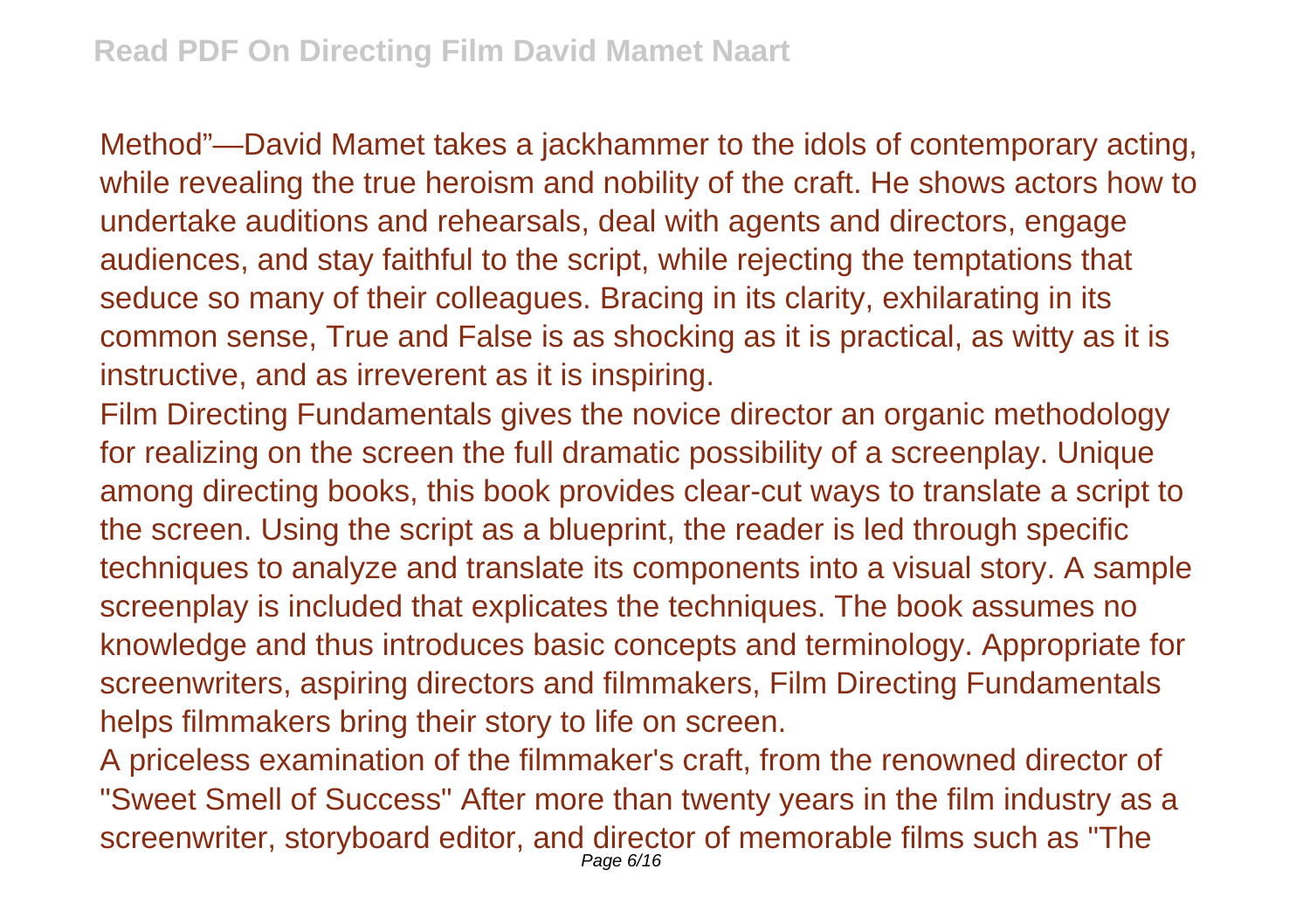Method"—David Mamet takes a jackhammer to the idols of contemporary acting, while revealing the true heroism and nobility of the craft. He shows actors how to undertake auditions and rehearsals, deal with agents and directors, engage audiences, and stay faithful to the script, while rejecting the temptations that seduce so many of their colleagues. Bracing in its clarity, exhilarating in its common sense, True and False is as shocking as it is practical, as witty as it is instructive, and as irreverent as it is inspiring.

Film Directing Fundamentals gives the novice director an organic methodology for realizing on the screen the full dramatic possibility of a screenplay. Unique among directing books, this book provides clear-cut ways to translate a script to the screen. Using the script as a blueprint, the reader is led through specific techniques to analyze and translate its components into a visual story. A sample screenplay is included that explicates the techniques. The book assumes no knowledge and thus introduces basic concepts and terminology. Appropriate for screenwriters, aspiring directors and filmmakers, Film Directing Fundamentals helps filmmakers bring their story to life on screen.

A priceless examination of the filmmaker's craft, from the renowned director of "Sweet Smell of Success" After more than twenty years in the film industry as a screenwriter, storyboard editor, and director of memorable films such as "The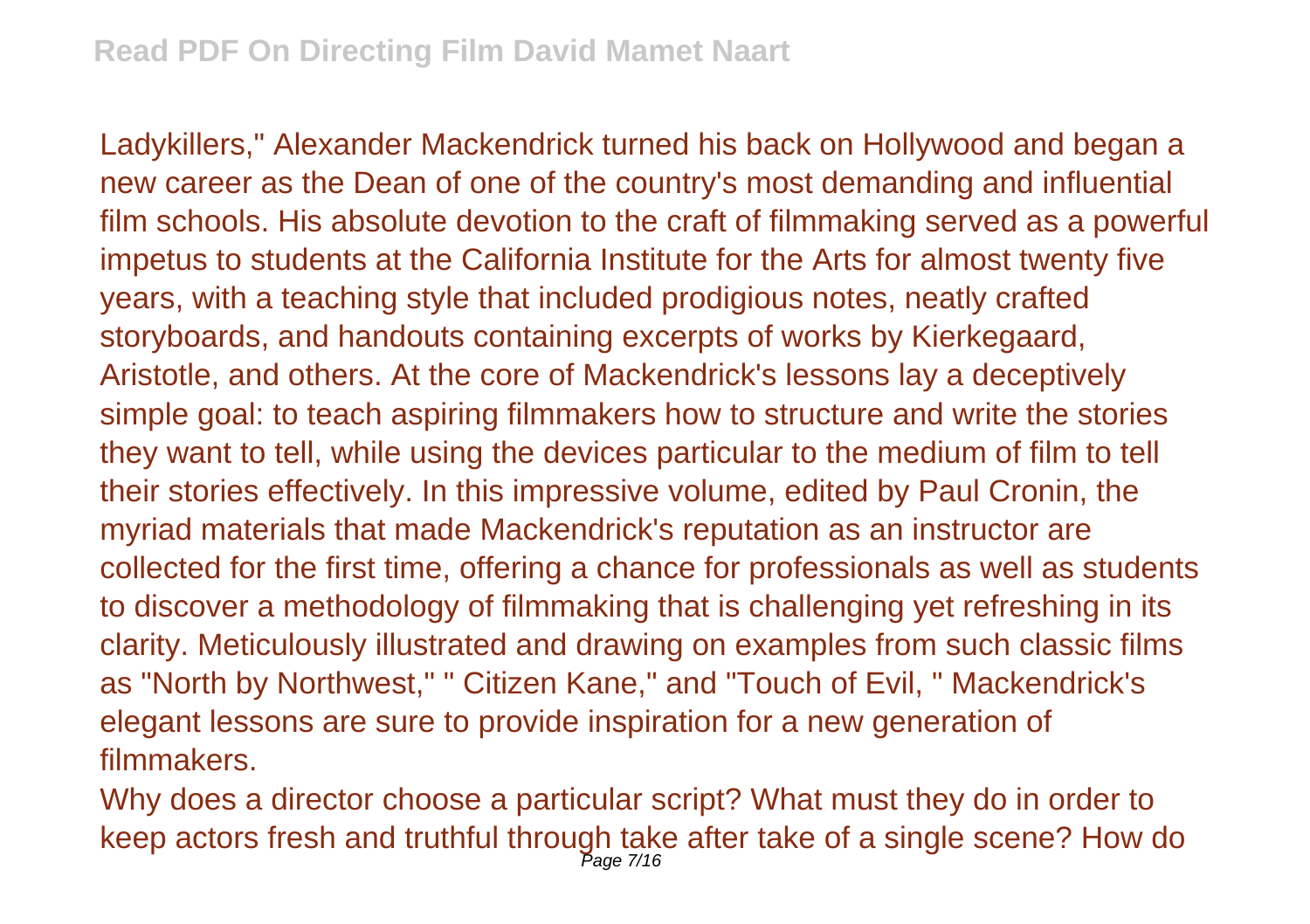Ladykillers," Alexander Mackendrick turned his back on Hollywood and began a new career as the Dean of one of the country's most demanding and influential film schools. His absolute devotion to the craft of filmmaking served as a powerful impetus to students at the California Institute for the Arts for almost twenty five years, with a teaching style that included prodigious notes, neatly crafted storyboards, and handouts containing excerpts of works by Kierkegaard, Aristotle, and others. At the core of Mackendrick's lessons lay a deceptively simple goal: to teach aspiring filmmakers how to structure and write the stories they want to tell, while using the devices particular to the medium of film to tell their stories effectively. In this impressive volume, edited by Paul Cronin, the myriad materials that made Mackendrick's reputation as an instructor are collected for the first time, offering a chance for professionals as well as students to discover a methodology of filmmaking that is challenging yet refreshing in its clarity. Meticulously illustrated and drawing on examples from such classic films as "North by Northwest," " Citizen Kane," and "Touch of Evil, " Mackendrick's elegant lessons are sure to provide inspiration for a new generation of filmmakers.

Why does a director choose a particular script? What must they do in order to keep actors fresh and truthful through take after take of a single scene? How do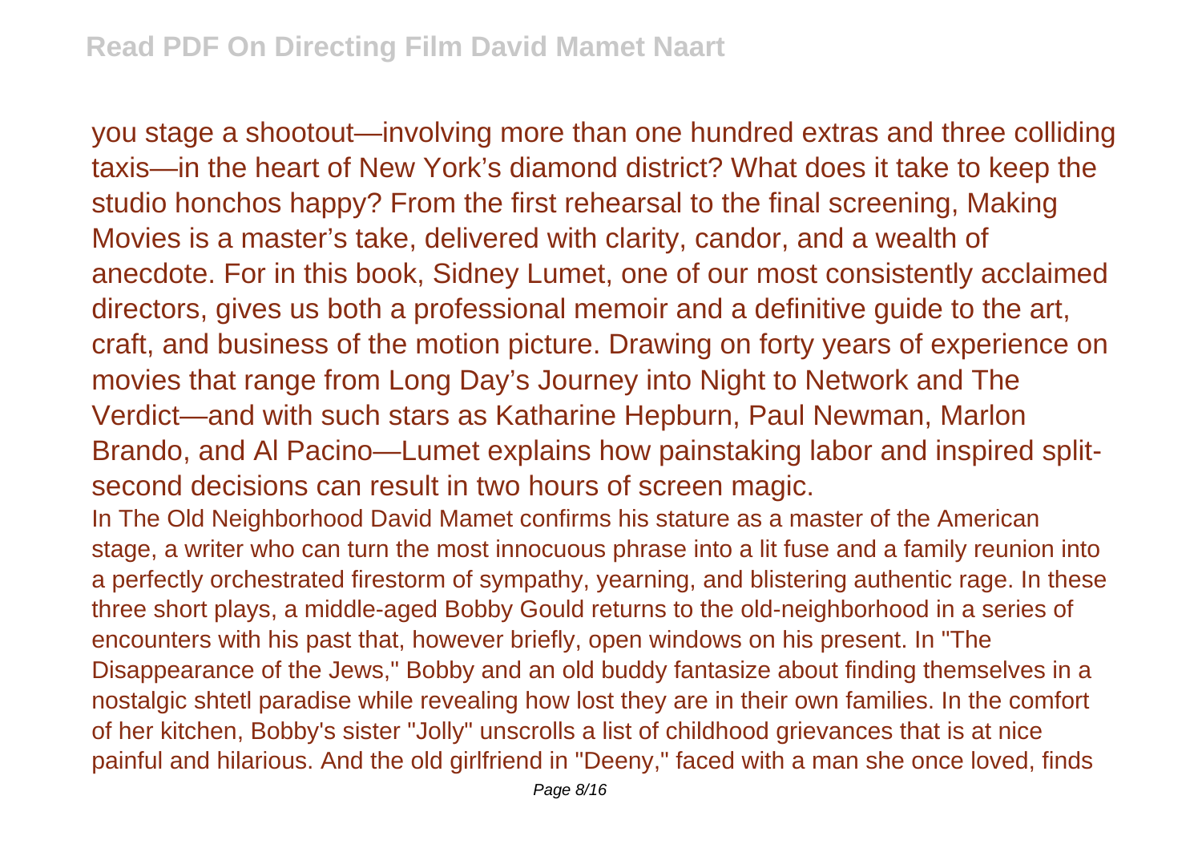you stage a shootout—involving more than one hundred extras and three colliding taxis—in the heart of New York's diamond district? What does it take to keep the studio honchos happy? From the first rehearsal to the final screening, Making Movies is a master's take, delivered with clarity, candor, and a wealth of anecdote. For in this book, Sidney Lumet, one of our most consistently acclaimed directors, gives us both a professional memoir and a definitive guide to the art, craft, and business of the motion picture. Drawing on forty years of experience on movies that range from Long Day's Journey into Night to Network and The Verdict—and with such stars as Katharine Hepburn, Paul Newman, Marlon Brando, and Al Pacino—Lumet explains how painstaking labor and inspired split-second decisions can result in two hours of screen magic.

In The Old Neighborhood David Mamet confirms his stature as a master of the American stage, a writer who can turn the most innocuous phrase into a lit fuse and a family reunion into a perfectly orchestrated firestorm of sympathy, yearning, and blistering authentic rage. In these three short plays, a middle-aged Bobby Gould returns to the old-neighborhood in a series of encounters with his past that, however briefly, open windows on his present. In "The Disappearance of the Jews," Bobby and an old buddy fantasize about finding themselves in a nostalgic shtetl paradise while revealing how lost they are in their own families. In the comfort of her kitchen, Bobby's sister "Jolly" unscrolls a list of childhood grievances that is at nice painful and hilarious. And the old girlfriend in "Deeny," faced with a man she once loved, finds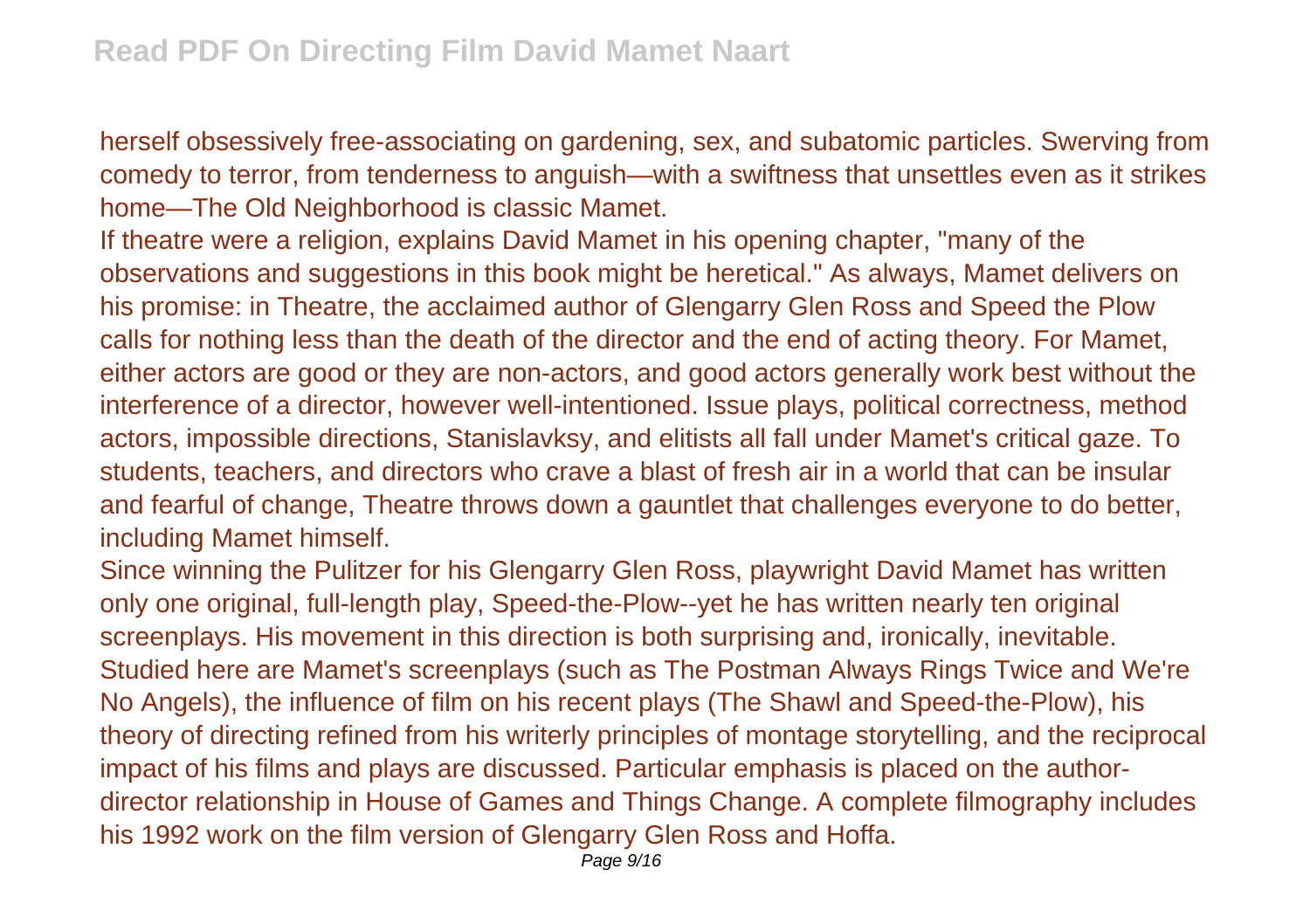herself obsessively free-associating on gardening, sex, and subatomic particles. Swerving from comedy to terror, from tenderness to anguish—with a swiftness that unsettles even as it strikes home—The Old Neighborhood is classic Mamet.

If theatre were a religion, explains David Mamet in his opening chapter, "many of the observations and suggestions in this book might be heretical." As always, Mamet delivers on his promise: in Theatre, the acclaimed author of Glengarry Glen Ross and Speed the Plow calls for nothing less than the death of the director and the end of acting theory. For Mamet, either actors are good or they are non-actors, and good actors generally work best without the interference of a director, however well-intentioned. Issue plays, political correctness, method actors, impossible directions, Stanislavksy, and elitists all fall under Mamet's critical gaze. To students, teachers, and directors who crave a blast of fresh air in a world that can be insular and fearful of change, Theatre throws down a gauntlet that challenges everyone to do better, including Mamet himself.

Since winning the Pulitzer for his Glengarry Glen Ross, playwright David Mamet has written only one original, full-length play, Speed-the-Plow--yet he has written nearly ten original screenplays. His movement in this direction is both surprising and, ironically, inevitable. Studied here are Mamet's screenplays (such as The Postman Always Rings Twice and We're No Angels), the influence of film on his recent plays (The Shawl and Speed-the-Plow), his theory of directing refined from his writerly principles of montage storytelling, and the reciprocal impact of his films and plays are discussed. Particular emphasis is placed on the author-director relationship in House of Games and Things Change. A complete filmography includes his 1992 work on the film version of Glengarry Glen Ross and Hoffa.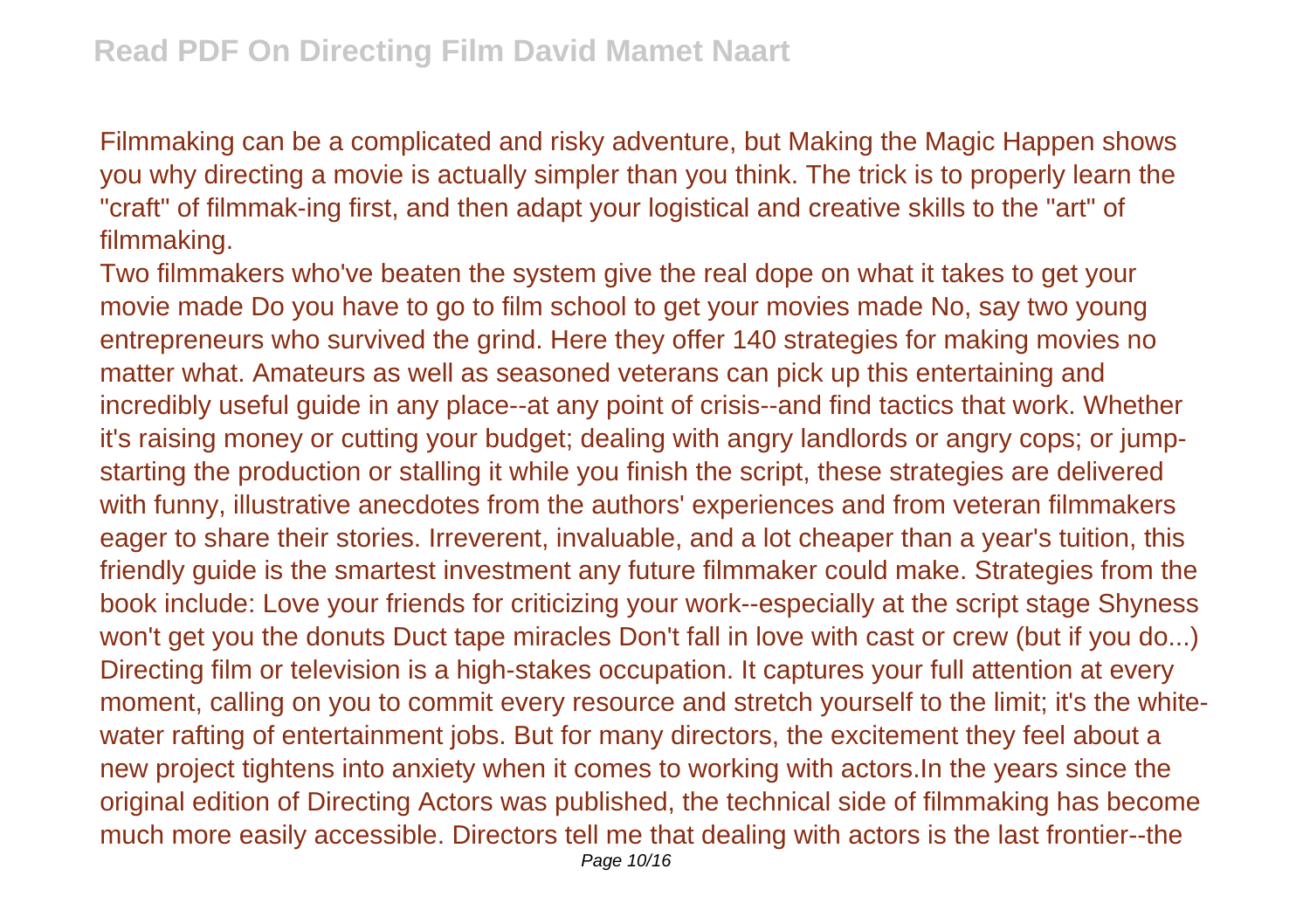Filmmaking can be a complicated and risky adventure, but Making the Magic Happen shows you why directing a movie is actually simpler than you think. The trick is to properly learn the "craft" of filmmak-ing first, and then adapt your logistical and creative skills to the "art" of filmmaking.

Two filmmakers who've beaten the system give the real dope on what it takes to get your movie made Do you have to go to film school to get your movies made No, say two young entrepreneurs who survived the grind. Here they offer 140 strategies for making movies no matter what. Amateurs as well as seasoned veterans can pick up this entertaining and incredibly useful guide in any place--at any point of crisis--and find tactics that work. Whether it's raising money or cutting your budget; dealing with angry landlords or angry cops; or jump-starting the production or stalling it while you finish the script, these strategies are delivered with funny, illustrative anecdotes from the authors' experiences and from veteran filmmakers eager to share their stories. Irreverent, invaluable, and a lot cheaper than a year's tuition, this friendly guide is the smartest investment any future filmmaker could make. Strategies from the book include: Love your friends for criticizing your work--especially at the script stage Shyness won't get you the donuts Duct tape miracles Don't fall in love with cast or crew (but if you do...)

Directing film or television is a high-stakes occupation. It captures your full attention at every moment, calling on you to commit every resource and stretch yourself to the limit; it's the white-water rafting of entertainment jobs. But for many directors, the excitement they feel about a new project tightens into anxiety when it comes to working with actors.In the years since the original edition of Directing Actors was published, the technical side of filmmaking has become much more easily accessible. Directors tell me that dealing with actors is the last frontier--the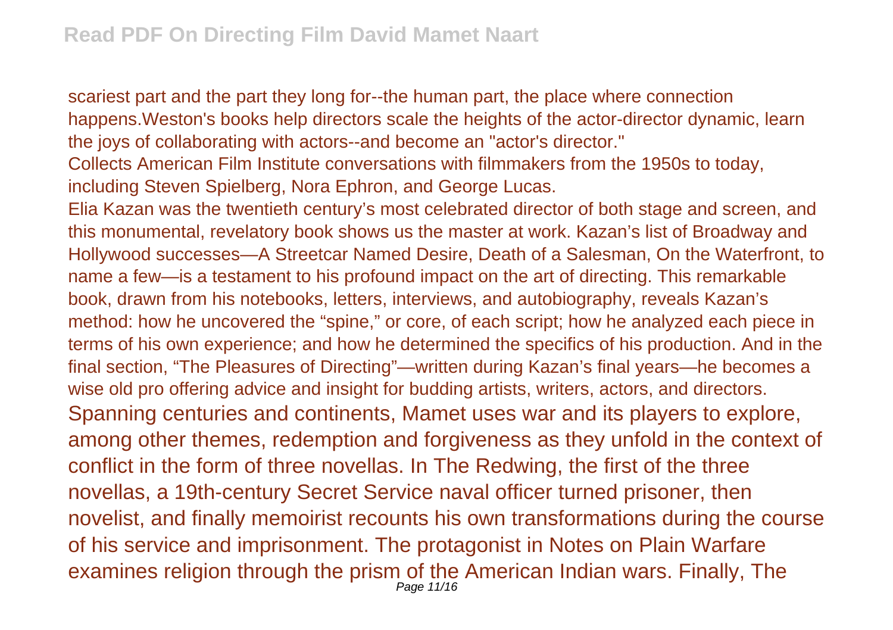scariest part and the part they long for--the human part, the place where connection happens.Weston's books help directors scale the heights of the actor-director dynamic, learn the joys of collaborating with actors--and become an "actor's director."

Collects American Film Institute conversations with filmmakers from the 1950s to today, including Steven Spielberg, Nora Ephron, and George Lucas.

Elia Kazan was the twentieth century's most celebrated director of both stage and screen, and this monumental, revelatory book shows us the master at work. Kazan's list of Broadway and Hollywood successes—A Streetcar Named Desire, Death of a Salesman, On the Waterfront, to name a few—is a testament to his profound impact on the art of directing. This remarkable book, drawn from his notebooks, letters, interviews, and autobiography, reveals Kazan's method: how he uncovered the "spine," or core, of each script; how he analyzed each piece in terms of his own experience; and how he determined the specifics of his production. And in the final section, "The Pleasures of Directing"—written during Kazan's final years—he becomes a wise old pro offering advice and insight for budding artists, writers, actors, and directors.

Spanning centuries and continents, Mamet uses war and its players to explore, among other themes, redemption and forgiveness as they unfold in the context of conflict in the form of three novellas. In The Redwing, the first of the three novellas, a 19th-century Secret Service naval officer turned prisoner, then novelist, and finally memoirist recounts his own transformations during the course of his service and imprisonment. The protagonist in Notes on Plain Warfare examines religion through the prism of the American Indian wars. Finally, The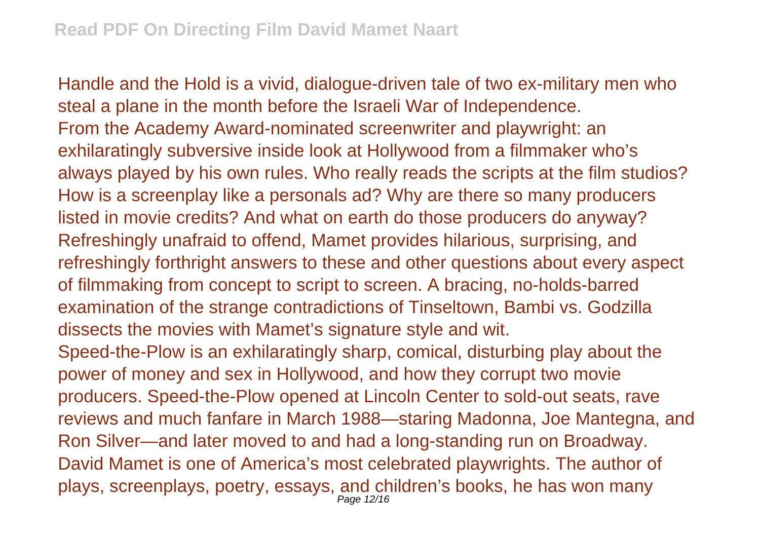Handle and the Hold is a vivid, dialogue-driven tale of two ex-military men who steal a plane in the month before the Israeli War of Independence.

From the Academy Award-nominated screenwriter and playwright: an exhilaratingly subversive inside look at Hollywood from a filmmaker who's always played by his own rules. Who really reads the scripts at the film studios? How is a screenplay like a personals ad? Why are there so many producers listed in movie credits? And what on earth do those producers do anyway? Refreshingly unafraid to offend, Mamet provides hilarious, surprising, and refreshingly forthright answers to these and other questions about every aspect of filmmaking from concept to script to screen. A bracing, no-holds-barred examination of the strange contradictions of Tinseltown, Bambi vs. Godzilla dissects the movies with Mamet's signature style and wit.

Speed-the-Plow is an exhilaratingly sharp, comical, disturbing play about the power of money and sex in Hollywood, and how they corrupt two movie producers. Speed-the-Plow opened at Lincoln Center to sold-out seats, rave reviews and much fanfare in March 1988—staring Madonna, Joe Mantegna, and Ron Silver—and later moved to and had a long-standing run on Broadway. David Mamet is one of America's most celebrated playwrights. The author of plays, screenplays, poetry, essays, and children's books, he has won many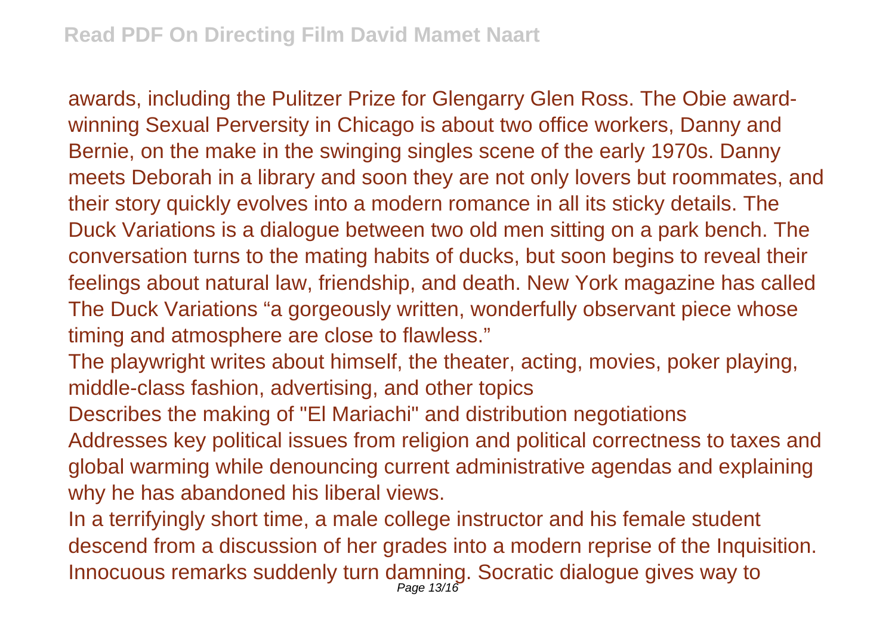awards, including the Pulitzer Prize for Glengarry Glen Ross. The Obie award-winning Sexual Perversity in Chicago is about two office workers, Danny and Bernie, on the make in the swinging singles scene of the early 1970s. Danny meets Deborah in a library and soon they are not only lovers but roommates, and their story quickly evolves into a modern romance in all its sticky details. The Duck Variations is a dialogue between two old men sitting on a park bench. The conversation turns to the mating habits of ducks, but soon begins to reveal their feelings about natural law, friendship, and death. New York magazine has called The Duck Variations "a gorgeously written, wonderfully observant piece whose timing and atmosphere are close to flawless."

The playwright writes about himself, the theater, acting, movies, poker playing, middle-class fashion, advertising, and other topics

Describes the making of "El Mariachi" and distribution negotiations

Addresses key political issues from religion and political correctness to taxes and global warming while denouncing current administrative agendas and explaining why he has abandoned his liberal views.

In a terrifyingly short time, a male college instructor and his female student descend from a discussion of her grades into a modern reprise of the Inquisition. Innocuous remarks suddenly turn damning. Socratic dialogue gives way to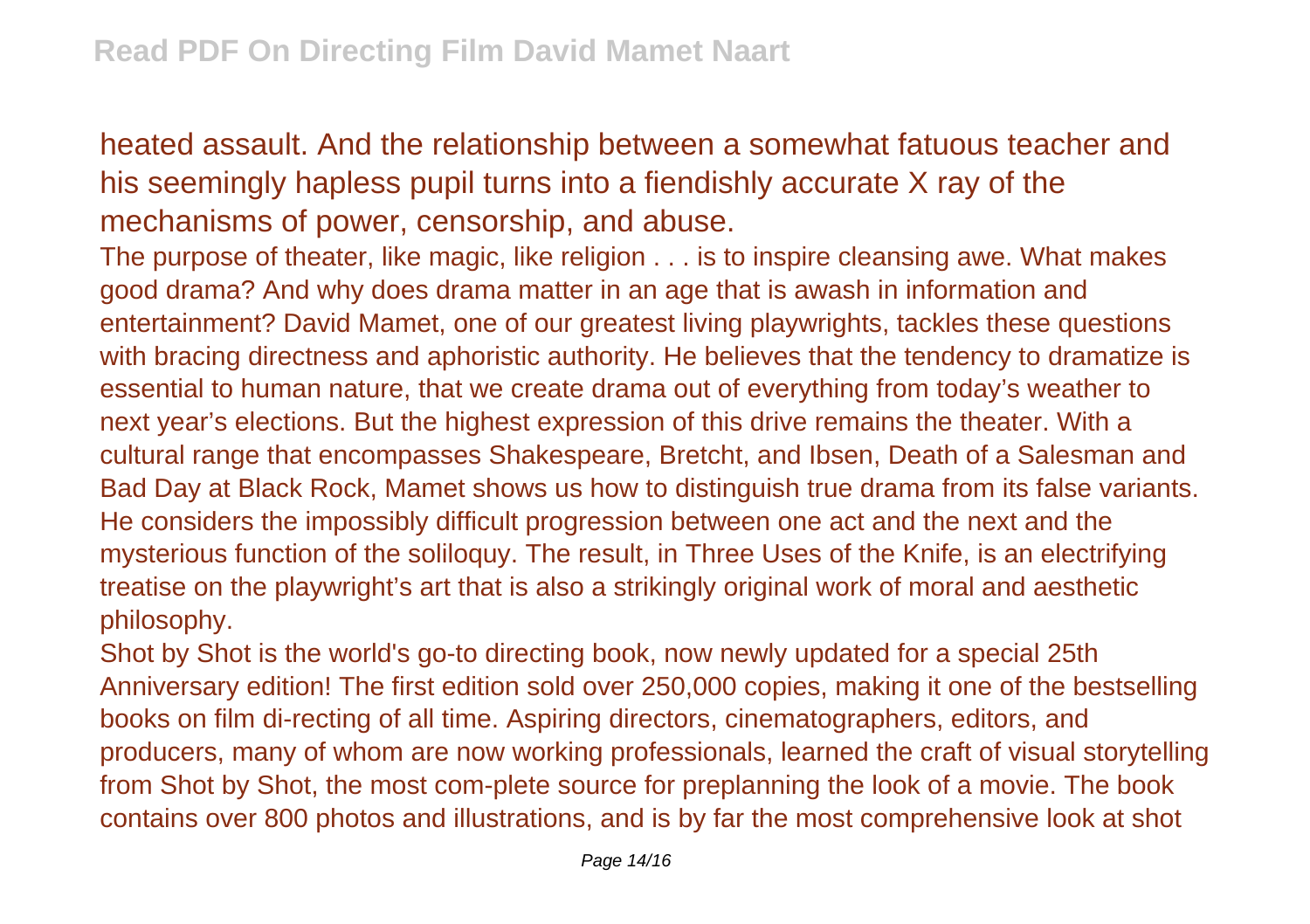heated assault. And the relationship between a somewhat fatuous teacher and his seemingly hapless pupil turns into a fiendishly accurate X ray of the mechanisms of power, censorship, and abuse.

The purpose of theater, like magic, like religion . . . is to inspire cleansing awe. What makes good drama? And why does drama matter in an age that is awash in information and entertainment? David Mamet, one of our greatest living playwrights, tackles these questions with bracing directness and aphoristic authority. He believes that the tendency to dramatize is essential to human nature, that we create drama out of everything from today's weather to next year's elections. But the highest expression of this drive remains the theater. With a cultural range that encompasses Shakespeare, Bretcht, and Ibsen, Death of a Salesman and Bad Day at Black Rock, Mamet shows us how to distinguish true drama from its false variants. He considers the impossibly difficult progression between one act and the next and the mysterious function of the soliloquy. The result, in Three Uses of the Knife, is an electrifying treatise on the playwright's art that is also a strikingly original work of moral and aesthetic philosophy.

Shot by Shot is the world's go-to directing book, now newly updated for a special 25th Anniversary edition! The first edition sold over 250,000 copies, making it one of the bestselling books on film di-recting of all time. Aspiring directors, cinematographers, editors, and producers, many of whom are now working professionals, learned the craft of visual storytelling from Shot by Shot, the most com-plete source for preplanning the look of a movie. The book contains over 800 photos and illustrations, and is by far the most comprehensive look at shot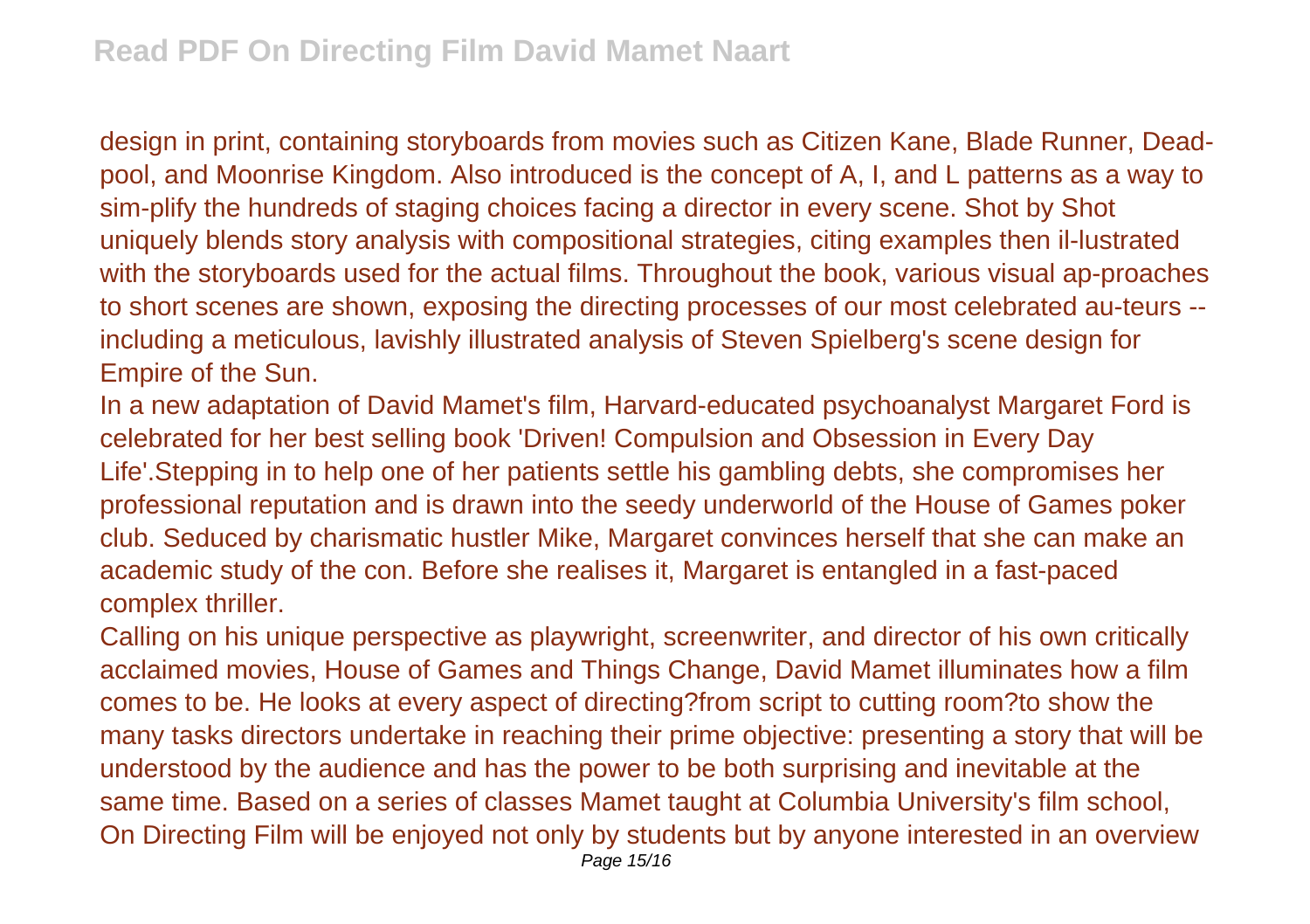design in print, containing storyboards from movies such as Citizen Kane, Blade Runner, Dead-pool, and Moonrise Kingdom. Also introduced is the concept of A, I, and L patterns as a way to sim-plify the hundreds of staging choices facing a director in every scene. Shot by Shot uniquely blends story analysis with compositional strategies, citing examples then il-lustrated with the storyboards used for the actual films. Throughout the book, various visual ap-proaches to short scenes are shown, exposing the directing processes of our most celebrated au-teurs -- including a meticulous, lavishly illustrated analysis of Steven Spielberg's scene design for Empire of the Sun.

In a new adaptation of David Mamet's film, Harvard-educated psychoanalyst Margaret Ford is celebrated for her best selling book 'Driven! Compulsion and Obsession in Every Day Life'.Stepping in to help one of her patients settle his gambling debts, she compromises her professional reputation and is drawn into the seedy underworld of the House of Games poker club. Seduced by charismatic hustler Mike, Margaret convinces herself that she can make an academic study of the con. Before she realises it, Margaret is entangled in a fast-paced complex thriller.

Calling on his unique perspective as playwright, screenwriter, and director of his own critically acclaimed movies, House of Games and Things Change, David Mamet illuminates how a film comes to be. He looks at every aspect of directing?from script to cutting room?to show the many tasks directors undertake in reaching their prime objective: presenting a story that will be understood by the audience and has the power to be both surprising and inevitable at the same time. Based on a series of classes Mamet taught at Columbia University's film school, On Directing Film will be enjoyed not only by students but by anyone interested in an overview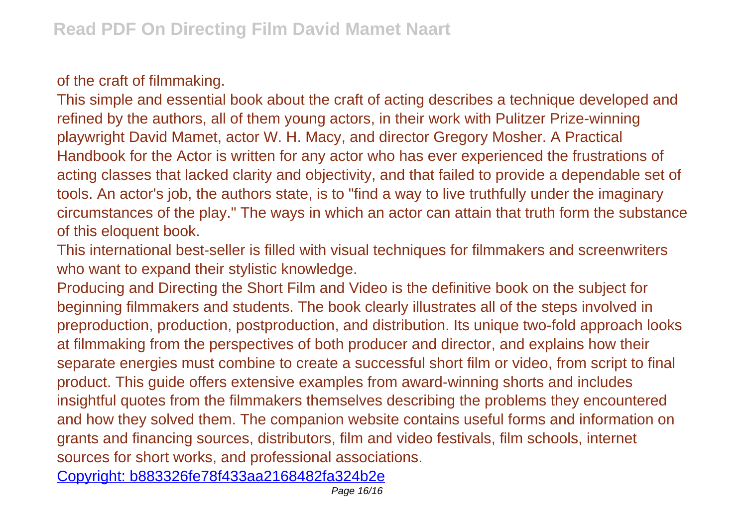of the craft of filmmaking.

This simple and essential book about the craft of acting describes a technique developed and refined by the authors, all of them young actors, in their work with Pulitzer Prize-winning playwright David Mamet, actor W. H. Macy, and director Gregory Mosher. A Practical Handbook for the Actor is written for any actor who has ever experienced the frustrations of acting classes that lacked clarity and objectivity, and that failed to provide a dependable set of tools. An actor's job, the authors state, is to "find a way to live truthfully under the imaginary circumstances of the play." The ways in which an actor can attain that truth form the substance of this eloquent book.

This international best-seller is filled with visual techniques for filmmakers and screenwriters who want to expand their stylistic knowledge.

Producing and Directing the Short Film and Video is the definitive book on the subject for beginning filmmakers and students. The book clearly illustrates all of the steps involved in preproduction, production, postproduction, and distribution. Its unique two-fold approach looks at filmmaking from the perspectives of both producer and director, and explains how their separate energies must combine to create a successful short film or video, from script to final product. This guide offers extensive examples from award-winning shorts and includes insightful quotes from the filmmakers themselves describing the problems they encountered and how they solved them. The companion website contains useful forms and information on grants and financing sources, distributors, film and video festivals, film schools, internet sources for short works, and professional associations.

Copyright: b883326fe78f433aa2168482fa324b2e